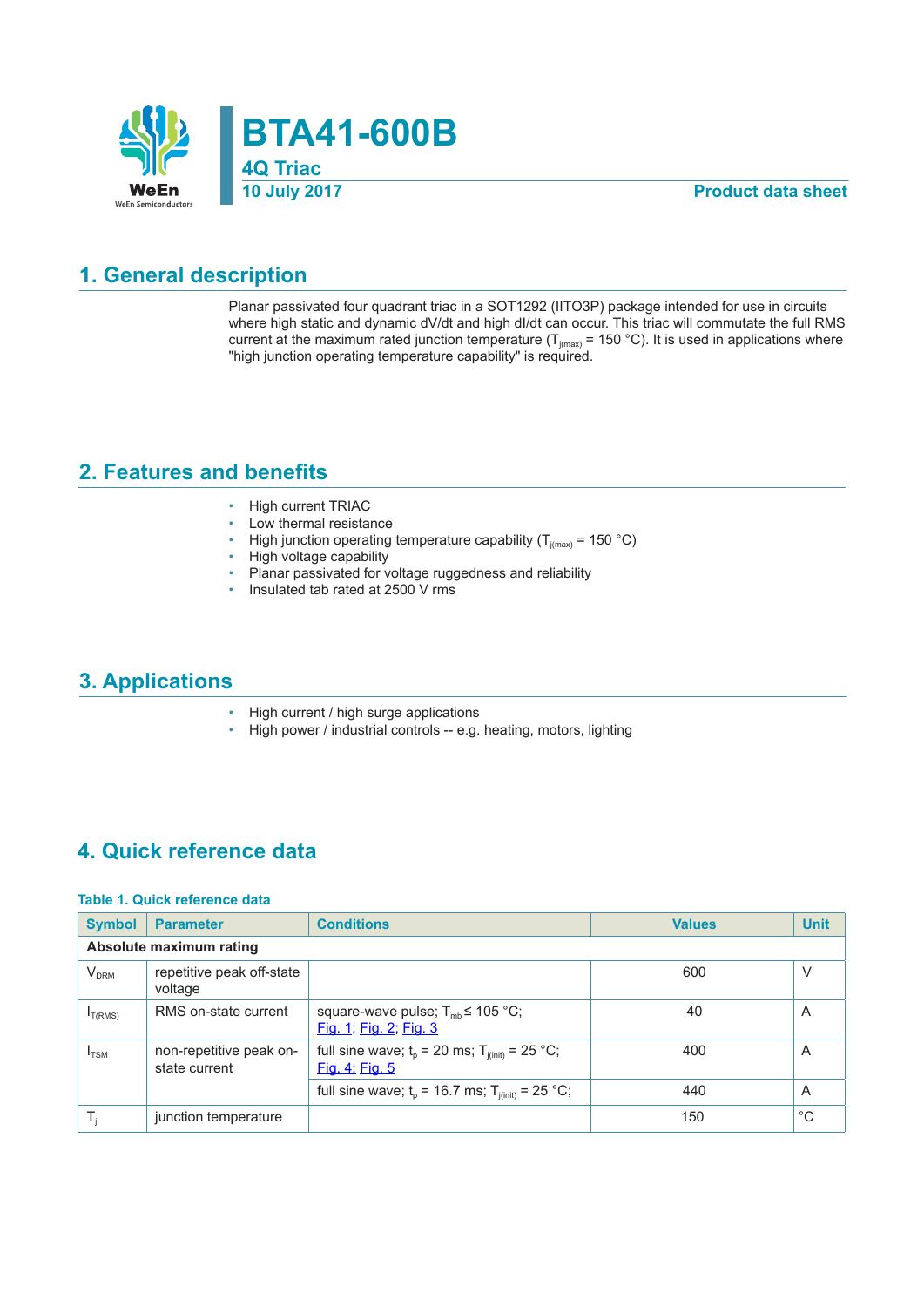# BTA41-600B

**4Q Triac**

**10 July 2017** **Product data sheet**

## 1. General description

Planar passivated four quadrant triac in a SOT1292 (IITO3P) package intended for use in circuits where high static and dynamic dV/dt and high dI/dt can occur. This triac will commutate the full RMS current at the maximum rated junction temperature ($T_{j(max)}$ = 150 °C). It is used in applications where "high junction operating temperature capability" is required.

## 2. Features and benefits

- High current TRIAC
- Low thermal resistance
- High junction operating temperature capability ($T_{j(max)}$ = 150 °C)
- High voltage capability
- Planar passivated for voltage ruggedness and reliability
- Insulated tab rated at 2500 V rms

## 3. Applications

- High current / high surge applications
- High power / industrial controls -- e.g. heating, motors, lighting

## 4. Quick reference data

**Table 1. Quick reference data**

| Symbol | Parameter | Conditions | Values | Unit |
|---|---|---|---|---|
| **Absolute maximum rating** | | | | |
| $V_{DRM}$ | repetitive peak off-state voltage | | 600 | V |
| $I_{T(RMS)}$ | RMS on-state current | square-wave pulse; $T_{mb}$ ≤ 105 °C; Fig. 1; Fig. 2; Fig. 3 | 40 | A |
| $I_{TSM}$ | non-repetitive peak on-state current | full sine wave; $t_p$ = 20 ms; $T_{j(init)}$ = 25 °C; Fig. 4; Fig. 5 | 400 | A |
| | | full sine wave; $t_p$ = 16.7 ms; $T_{j(init)}$ = 25 °C; | 440 | A |
| $T_j$ | junction temperature | | 150 | °C |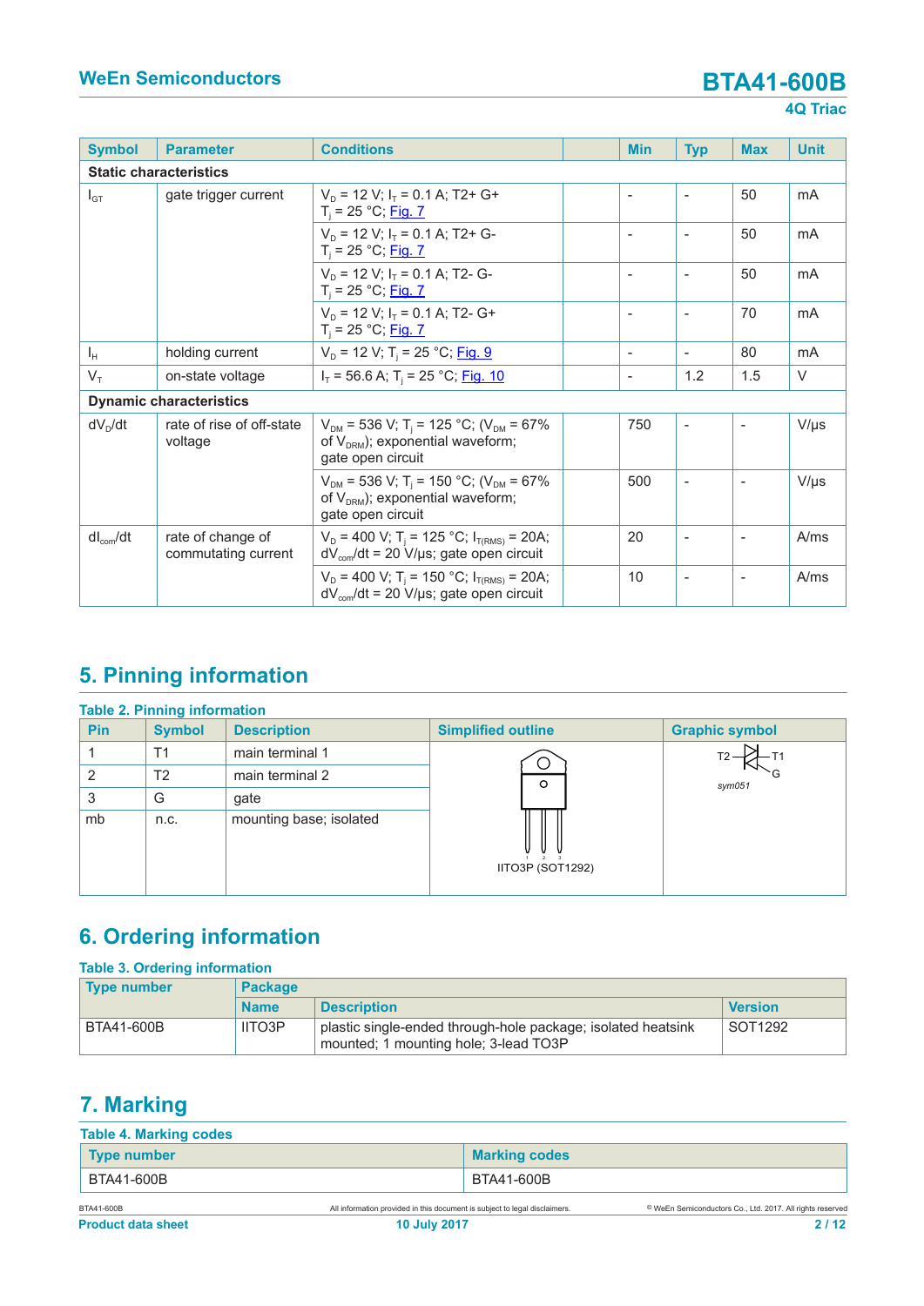| Symbol | Parameter | Conditions | | Min | Typ | Max | Unit |
|---|---|---|---|---|---|---|---|
| **Static characteristics** | | | | | | | |
| $I_{GT}$ | gate trigger current | $V_D$ = 12 V; $I_T$ = 0.1 A; T2+ G+ $T_j$ = 25 °C; Fig. 7 | | - | - | 50 | mA |
| | | $V_D$ = 12 V; $I_T$ = 0.1 A; T2+ G- $T_j$ = 25 °C; Fig. 7 | | - | - | 50 | mA |
| | | $V_D$ = 12 V; $I_T$ = 0.1 A; T2- G- $T_j$ = 25 °C; Fig. 7 | | - | - | 50 | mA |
| | | $V_D$ = 12 V; $I_T$ = 0.1 A; T2- G+ $T_j$ = 25 °C; Fig. 7 | | - | - | 70 | mA |
| $I_H$ | holding current | $V_D$ = 12 V; $T_j$ = 25 °C; Fig. 9 | | - | - | 80 | mA |
| $V_T$ | on-state voltage | $I_T$ = 56.6 A; $T_j$ = 25 °C; Fig. 10 | | - | 1.2 | 1.5 | V |
| **Dynamic characteristics** | | | | | | | |
| $dV_D/dt$ | rate of rise of off-state voltage | $V_{DM}$ = 536 V; $T_j$ = 125 °C; ($V_{DM}$ = 67% of $V_{DRM}$); exponential waveform; gate open circuit | | 750 | - | - | V/µs |
| | | $V_{DM}$ = 536 V; $T_j$ = 150 °C; ($V_{DM}$ = 67% of $V_{DRM}$); exponential waveform; gate open circuit | | 500 | - | - | V/µs |
| $dI_{com}/dt$ | rate of change of commutating current | $V_D$ = 400 V; $T_j$ = 125 °C; $I_{T(RMS)}$ = 20A; $dV_{com}/dt$ = 20 V/µs; gate open circuit | | 20 | - | - | A/ms |
| | | $V_D$ = 400 V; $T_j$ = 150 °C; $I_{T(RMS)}$ = 20A; $dV_{com}/dt$ = 20 V/µs; gate open circuit | | 10 | - | - | A/ms |

## 5. Pinning information

**Table 2. Pinning information**

| Pin | Symbol | Description | Simplified outline | Graphic symbol |
|---|---|---|---|---|
| 1 | T1 | main terminal 1 | IITO3P (SOT1292) | T2 – T1, G (sym051) |
| 2 | T2 | main terminal 2 | | |
| 3 | G | gate | | |
| mb | n.c. | mounting base; isolated | | |

## 6. Ordering information

**Table 3. Ordering information**

| Type number | Package | | |
|---|---|---|---|
| | Name | Description | Version |
| BTA41-600B | IITO3P | plastic single-ended through-hole package; isolated heatsink mounted; 1 mounting hole; 3-lead TO3P | SOT1292 |

## 7. Marking

**Table 4. Marking codes**

| Type number | Marking codes |
|---|---|
| BTA41-600B | BTA41-600B |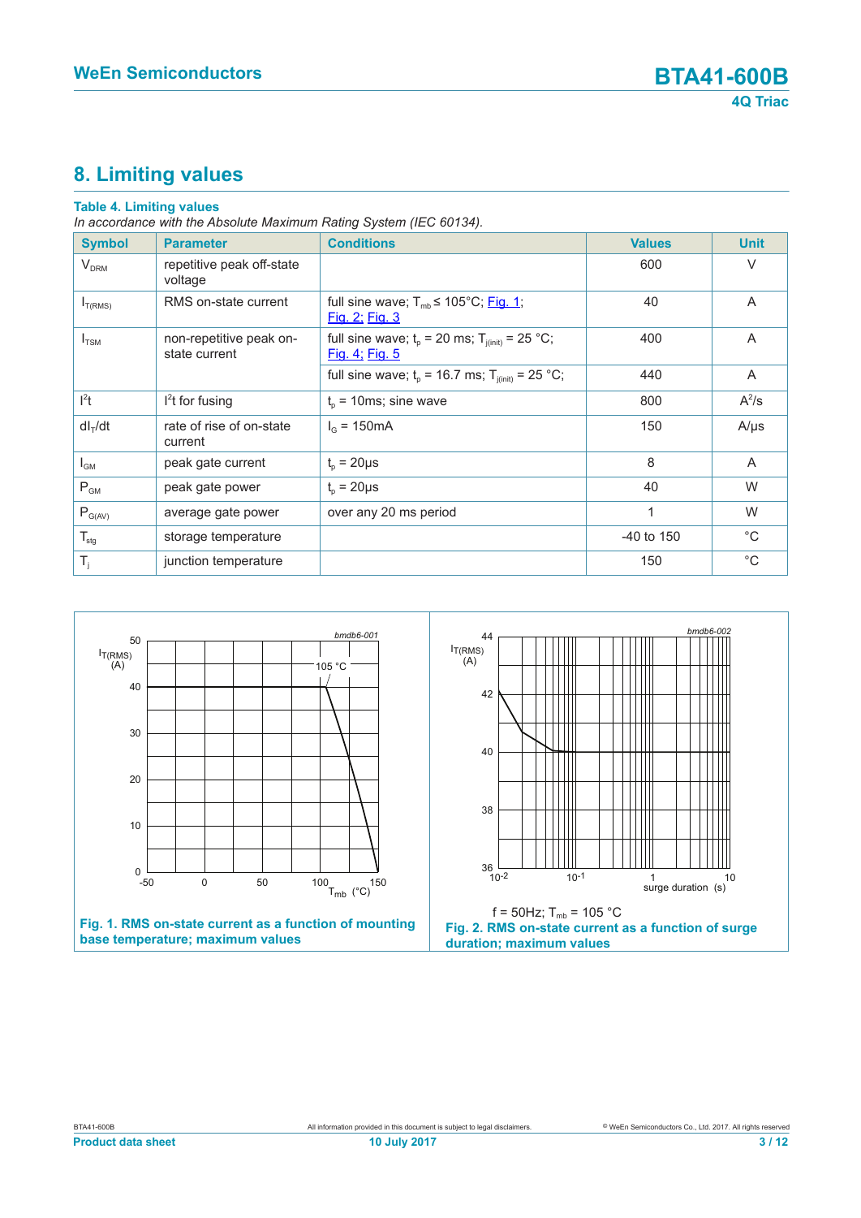## 8. Limiting values

**Table 4. Limiting values**

*In accordance with the Absolute Maximum Rating System (IEC 60134).*

| Symbol | Parameter | Conditions | Values | Unit |
|---|---|---|---|---|
| $V_{DRM}$ | repetitive peak off-state voltage | | 600 | V |
| $I_{T(RMS)}$ | RMS on-state current | full sine wave; $T_{mb} \leq 105$°C; Fig. 1; Fig. 2; Fig. 3 | 40 | A |
| $I_{TSM}$ | non-repetitive peak on-state current | full sine wave; $t_p$ = 20 ms; $T_{j(init)}$ = 25 °C; Fig. 4; Fig. 5 | 400 | A |
| | | full sine wave; $t_p$ = 16.7 ms; $T_{j(init)}$ = 25 °C; | 440 | A |
| $I^2t$ | $I^2t$ for fusing | $t_p$ = 10ms; sine wave | 800 | $A^2/s$ |
| $dI_T/dt$ | rate of rise of on-state current | $I_G$ = 150mA | 150 | A/μs |
| $I_{GM}$ | peak gate current | $t_p$ = 20μs | 8 | A |
| $P_{GM}$ | peak gate power | $t_p$ = 20μs | 40 | W |
| $P_{G(AV)}$ | average gate power | over any 20 ms period | 1 | W |
| $T_{stg}$ | storage temperature | | -40 to 150 | °C |
| $T_j$ | junction temperature | | 150 | °C |

**Fig. 1. RMS on-state current as a function of mounting base temperature; maximum values**

f = 50Hz; $T_{mb}$ = 105 °C

**Fig. 2. RMS on-state current as a function of surge duration; maximum values**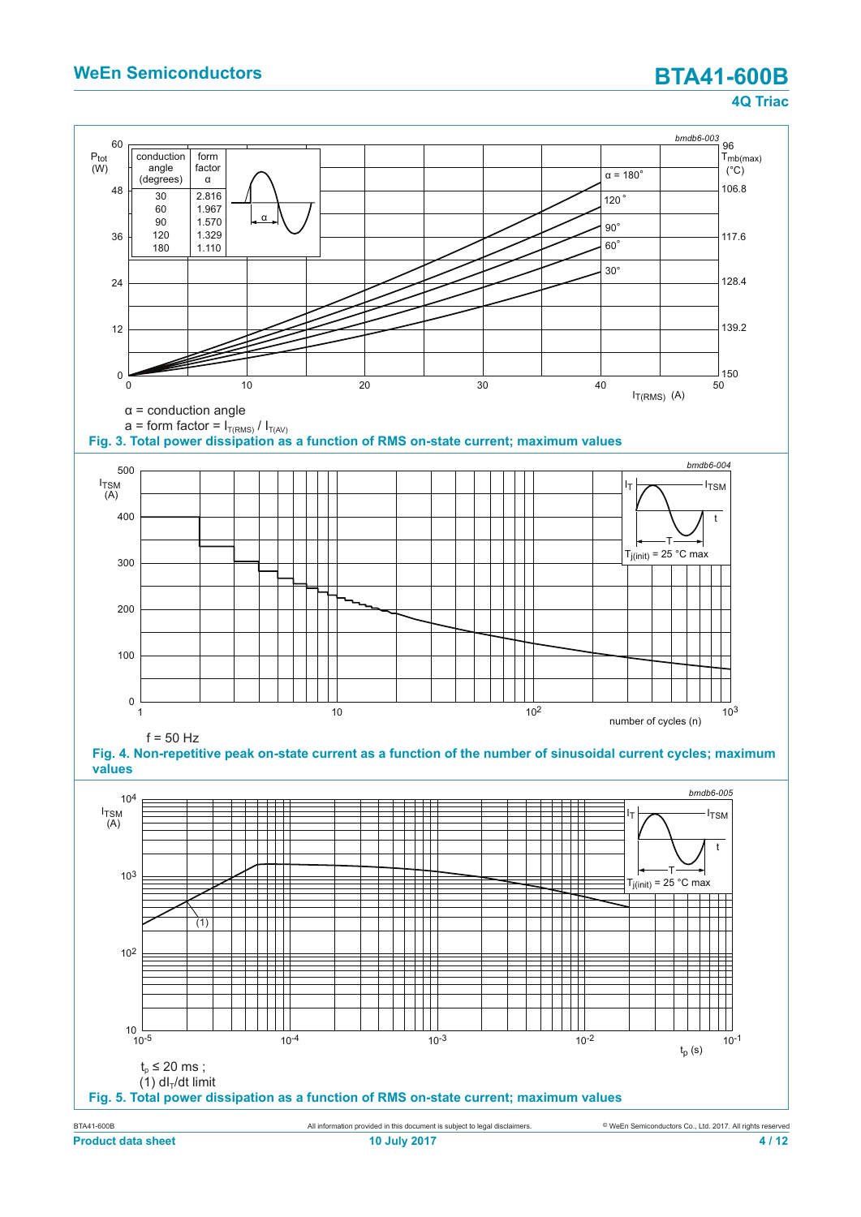| conduction angle (degrees) | form factor α |
|---|---|
| 30 | 2.816 |
| 60 | 1.967 |
| 90 | 1.570 |
| 120 | 1.329 |
| 180 | 1.110 |

α = conduction angle

a = form factor = $I_{T(RMS)}$ / $I_{T(AV)}$

**Fig. 3. Total power dissipation as a function of RMS on-state current; maximum values**

f = 50 Hz

**Fig. 4. Non-repetitive peak on-state current as a function of the number of sinusoidal current cycles; maximum values**

$t_p$ ≤ 20 ms ;

(1) $dI_T/dt$ limit

**Fig. 5. Total power dissipation as a function of RMS on-state current; maximum values**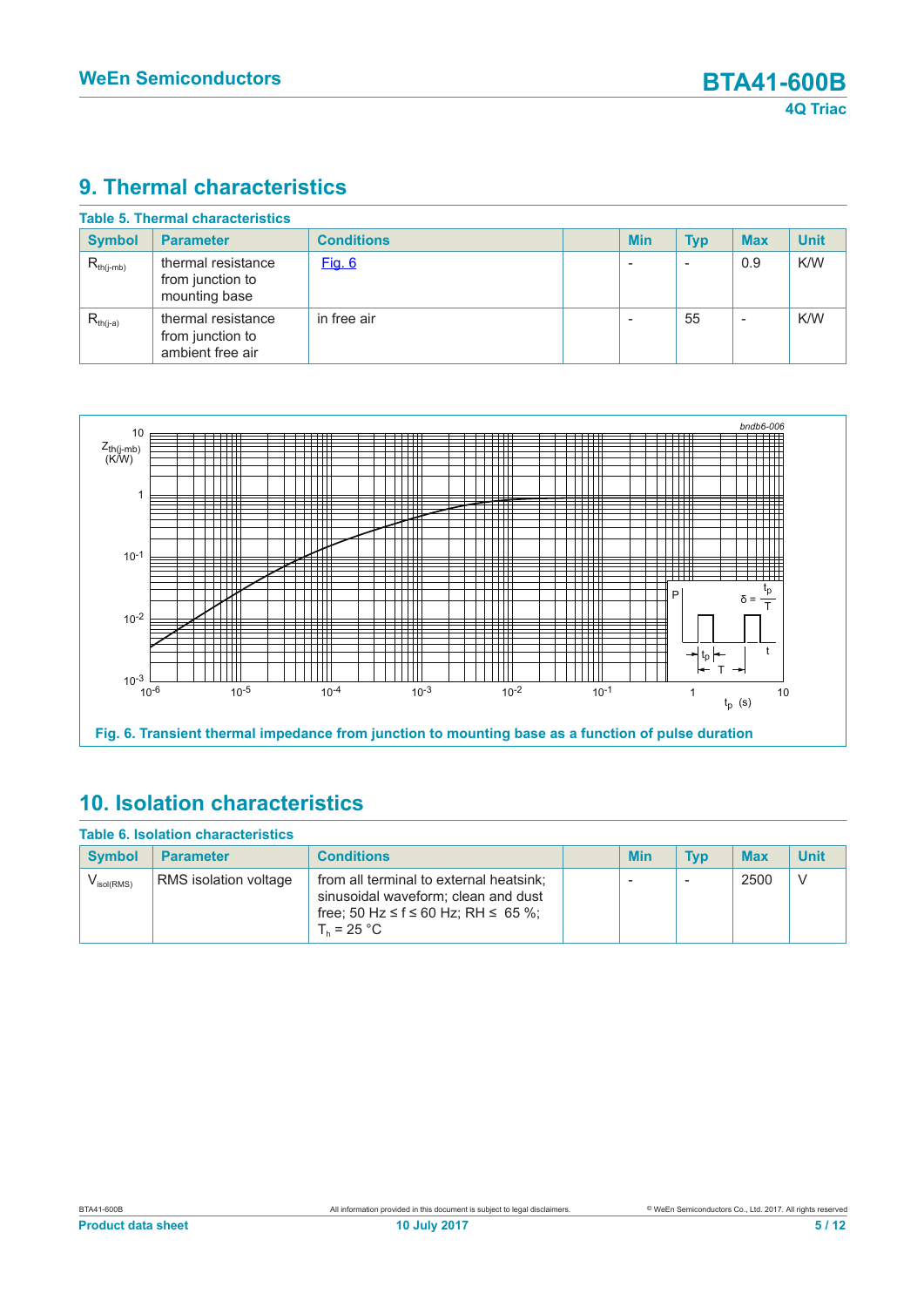## 9. Thermal characteristics

**Table 5. Thermal characteristics**

| Symbol | Parameter | Conditions | | Min | Typ | Max | Unit |
|---|---|---|---|---|---|---|---|
| $R_{th(j-mb)}$ | thermal resistance from junction to mounting base | Fig. 6 | | - | - | 0.9 | K/W |
| $R_{th(j-a)}$ | thermal resistance from junction to ambient free air | in free air | | - | 55 | - | K/W |

Fig. 6. Transient thermal impedance from junction to mounting base as a function of pulse duration

## 10. Isolation characteristics

**Table 6. Isolation characteristics**

| Symbol | Parameter | Conditions | | Min | Typ | Max | Unit |
|---|---|---|---|---|---|---|---|
| $V_{isol(RMS)}$ | RMS isolation voltage | from all terminal to external heatsink; sinusoidal waveform; clean and dust free; 50 Hz ≤ f ≤ 60 Hz; RH ≤ 65 %; $T_h$ = 25 °C | | - | - | 2500 | V |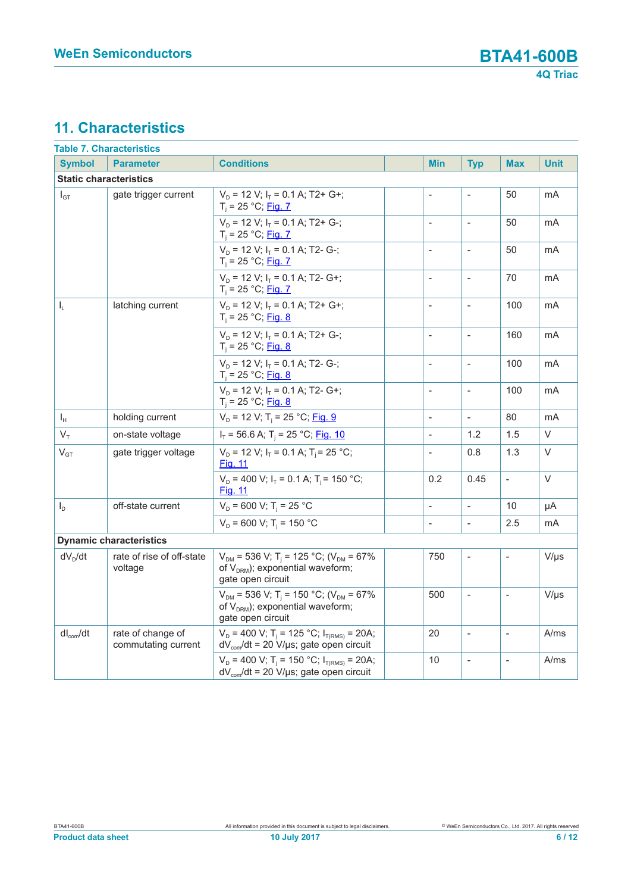## 11. Characteristics

**Table 7. Characteristics**

| Symbol | Parameter | Conditions | Min | Typ | Max | Unit |
|---|---|---|---|---|---|---|
| **Static characteristics** | | | | | | |
| $I_{GT}$ | gate trigger current | $V_D$ = 12 V; $I_T$ = 0.1 A; T2+ G+; $T_j$ = 25 °C; Fig. 7 | - | - | 50 | mA |
| | | $V_D$ = 12 V; $I_T$ = 0.1 A; T2+ G-; $T_j$ = 25 °C; Fig. 7 | - | - | 50 | mA |
| | | $V_D$ = 12 V; $I_T$ = 0.1 A; T2- G-; $T_j$ = 25 °C; Fig. 7 | - | - | 50 | mA |
| | | $V_D$ = 12 V; $I_T$ = 0.1 A; T2- G+; $T_j$ = 25 °C; Fig. 7 | - | - | 70 | mA |
| $I_L$ | latching current | $V_D$ = 12 V; $I_T$ = 0.1 A; T2+ G+; $T_j$ = 25 °C; Fig. 8 | - | - | 100 | mA |
| | | $V_D$ = 12 V; $I_T$ = 0.1 A; T2+ G-; $T_j$ = 25 °C; Fig. 8 | - | - | 160 | mA |
| | | $V_D$ = 12 V; $I_T$ = 0.1 A; T2- G-; $T_j$ = 25 °C; Fig. 8 | - | - | 100 | mA |
| | | $V_D$ = 12 V; $I_T$ = 0.1 A; T2- G+; $T_j$ = 25 °C; Fig. 8 | - | - | 100 | mA |
| $I_H$ | holding current | $V_D$ = 12 V; $T_j$ = 25 °C; Fig. 9 | - | - | 80 | mA |
| $V_T$ | on-state voltage | $I_T$ = 56.6 A; $T_j$ = 25 °C; Fig. 10 | - | 1.2 | 1.5 | V |
| $V_{GT}$ | gate trigger voltage | $V_D$ = 12 V; $I_T$ = 0.1 A; $T_j$ = 25 °C; Fig. 11 | - | 0.8 | 1.3 | V |
| | | $V_D$ = 400 V; $I_T$ = 0.1 A; $T_j$ = 150 °C; Fig. 11 | 0.2 | 0.45 | - | V |
| $I_D$ | off-state current | $V_D$ = 600 V; $T_j$ = 25 °C | - | - | 10 | µA |
| | | $V_D$ = 600 V; $T_j$ = 150 °C | - | - | 2.5 | mA |
| **Dynamic characteristics** | | | | | | |
| $dV_D/dt$ | rate of rise of off-state voltage | $V_{DM}$ = 536 V; $T_j$ = 125 °C; ($V_{DM}$ = 67% of $V_{DRM}$); exponential waveform; gate open circuit | 750 | - | - | V/µs |
| | | $V_{DM}$ = 536 V; $T_j$ = 150 °C; ($V_{DM}$ = 67% of $V_{DRM}$); exponential waveform; gate open circuit | 500 | - | - | V/µs |
| $dI_{com}/dt$ | rate of change of commutating current | $V_D$ = 400 V; $T_j$ = 125 °C; $I_{T(RMS)}$ = 20A; $dV_{com}/dt$ = 20 V/µs; gate open circuit | 20 | - | - | A/ms |
| | | $V_D$ = 400 V; $T_j$ = 150 °C; $I_{T(RMS)}$ = 20A; $dV_{com}/dt$ = 20 V/µs; gate open circuit | 10 | - | - | A/ms |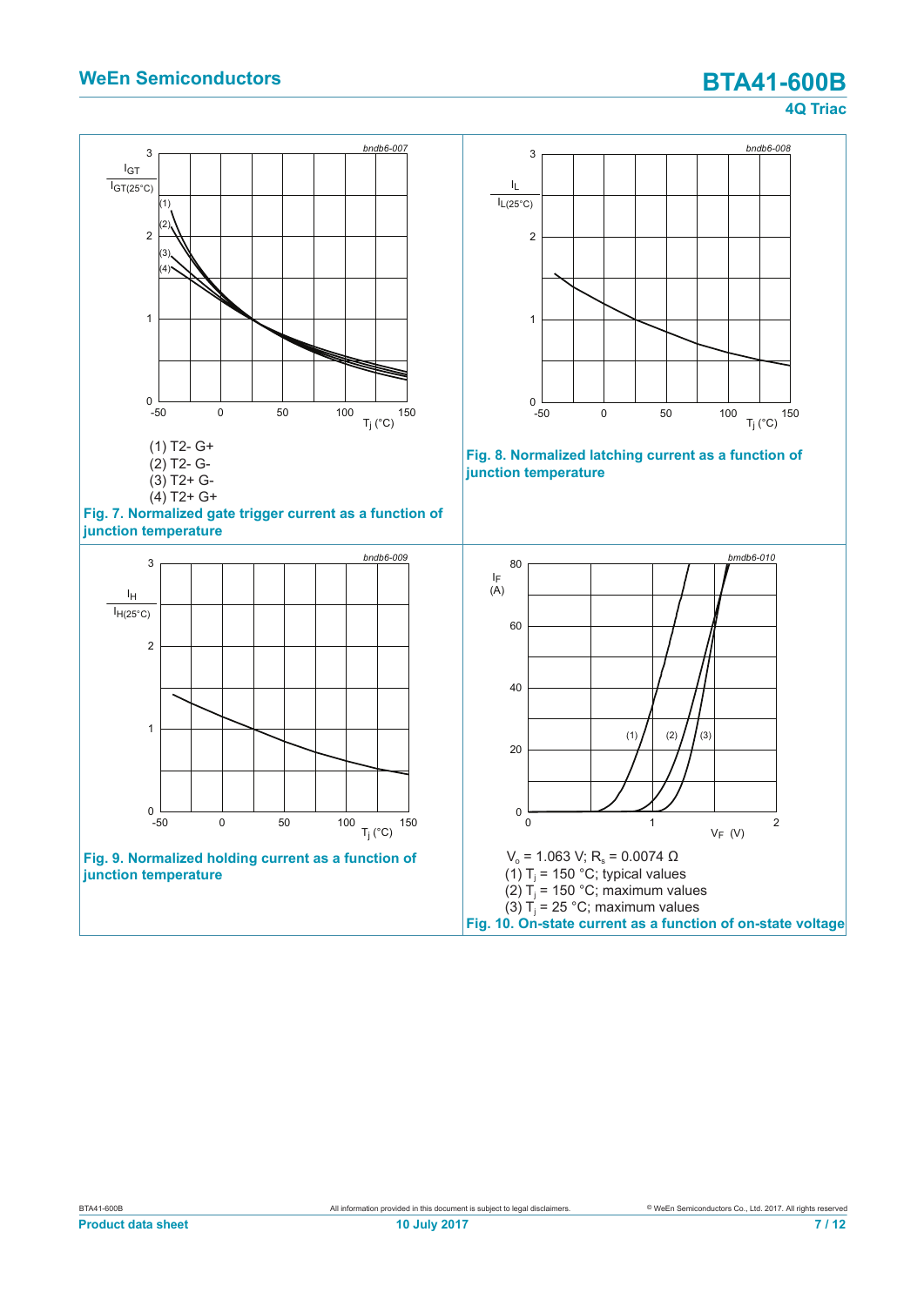(1) T2- G+
(2) T2- G-
(3) T2+ G-
(4) T2+ G+

**Fig. 7. Normalized gate trigger current as a function of junction temperature**

**Fig. 8. Normalized latching current as a function of junction temperature**

**Fig. 9. Normalized holding current as a function of junction temperature**

$V_o$ = 1.063 V; $R_s$ = 0.0074 Ω
(1) $T_j$ = 150 °C; typical values
(2) $T_j$ = 150 °C; maximum values
(3) $T_j$ = 25 °C; maximum values

**Fig. 10. On-state current as a function of on-state voltage**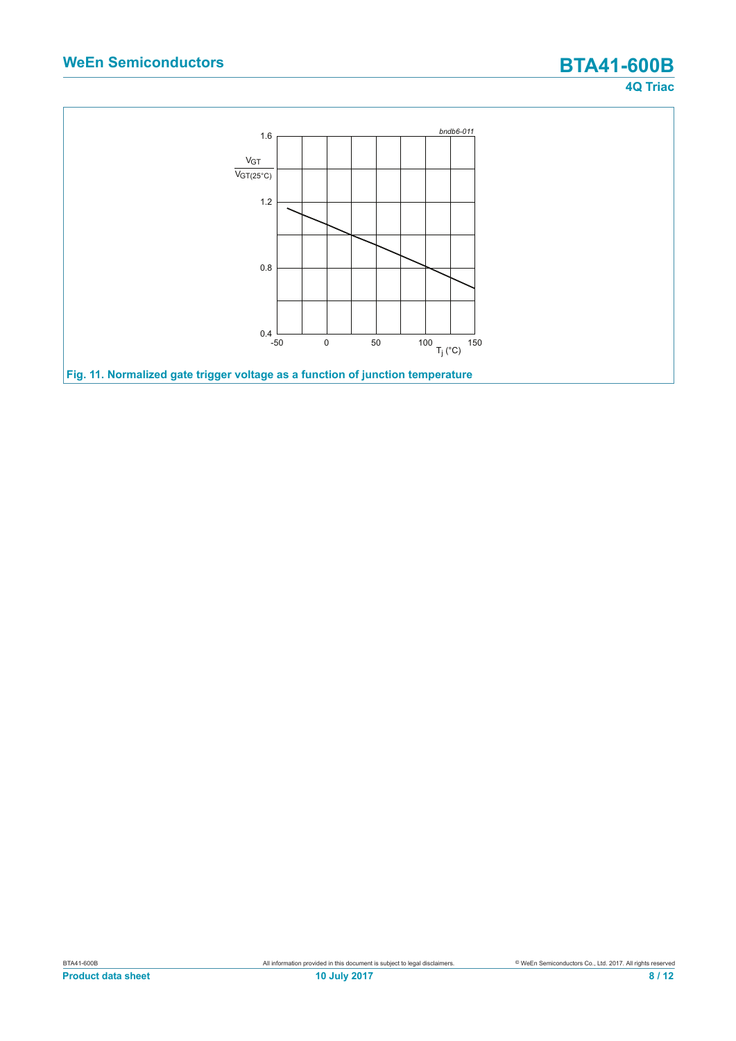Fig. 11. Normalized gate trigger voltage as a function of junction temperature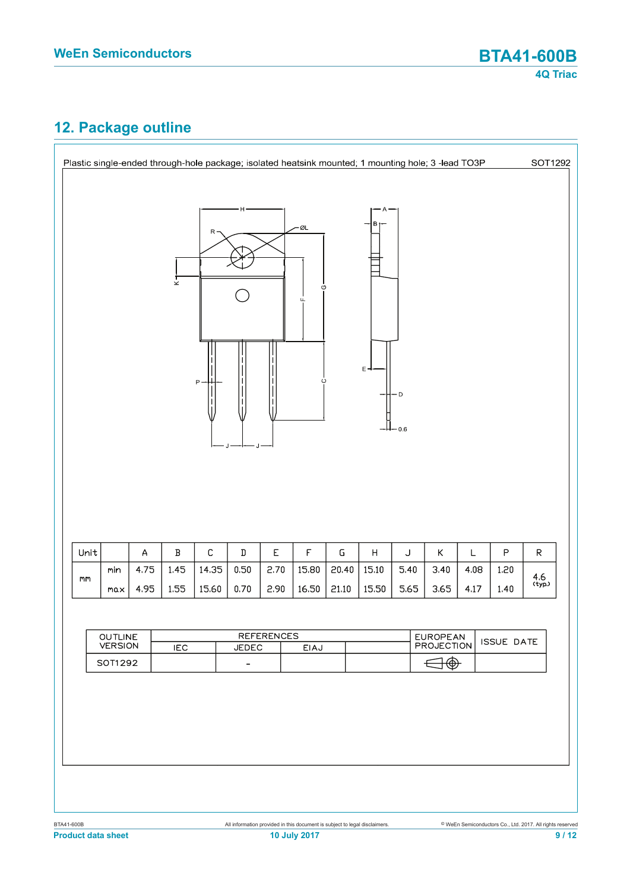## 12. Package outline

Plastic single-ended through-hole package; isolated heatsink mounted; 1 mounting hole; 3 -lead TO3P SOT1292

| Unit | | A | B | C | D | E | F | G | H | J | K | L | P | R |
|---|---|---|---|---|---|---|---|---|---|---|---|---|---|---|
| mm | min | 4.75 | 1.45 | 14.35 | 0.50 | 2.70 | 15.80 | 20.40 | 15.10 | 5.40 | 3.40 | 4.08 | 1.20 | 4.6 (typ.) |
| | max | 4.95 | 1.55 | 15.60 | 0.70 | 2.90 | 16.50 | 21.10 | 15.50 | 5.65 | 3.65 | 4.17 | 1.40 | |

| OUTLINE VERSION | REFERENCES | | | | EUROPEAN PROJECTION | ISSUE DATE |
|---|---|---|---|---|---|---|
| | IEC | JEDEC | EIAJ | | | |
| SOT1292 | | - | | | | |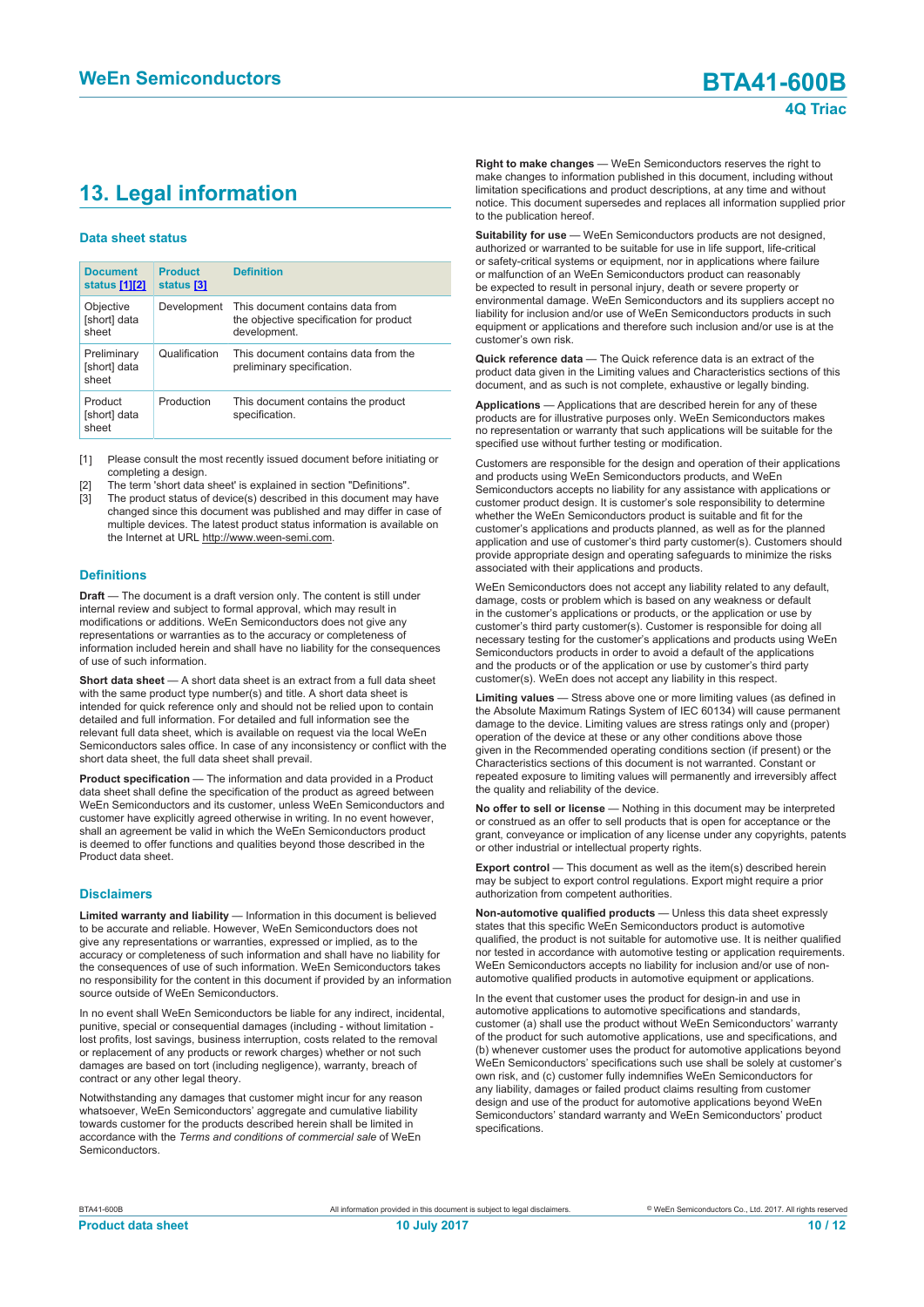# 13. Legal information

### Data sheet status

| Document status [1][2] | Product status [3] | Definition |
|---|---|---|
| Objective [short] data sheet | Development | This document contains data from the objective specification for product development. |
| Preliminary [short] data sheet | Qualification | This document contains data from the preliminary specification. |
| Product [short] data sheet | Production | This document contains the product specification. |

[1] Please consult the most recently issued document before initiating or completing a design.

[2] The term 'short data sheet' is explained in section "Definitions".

[3] The product status of device(s) described in this document may have changed since this document was published and may differ in case of multiple devices. The latest product status information is available on the Internet at URL http://www.ween-semi.com.

### Definitions

**Draft** — The document is a draft version only. The content is still under internal review and subject to formal approval, which may result in modifications or additions. WeEn Semiconductors does not give any representations or warranties as to the accuracy or completeness of information included herein and shall have no liability for the consequences of use of such information.

**Short data sheet** — A short data sheet is an extract from a full data sheet with the same product type number(s) and title. A short data sheet is intended for quick reference only and should not be relied upon to contain detailed and full information. For detailed and full information see the relevant full data sheet, which is available on request via the local WeEn Semiconductors sales office. In case of any inconsistency or conflict with the short data sheet, the full data sheet shall prevail.

**Product specification** — The information and data provided in a Product data sheet shall define the specification of the product as agreed between WeEn Semiconductors and its customer, unless WeEn Semiconductors and customer have explicitly agreed otherwise in writing. In no event however, shall an agreement be valid in which the WeEn Semiconductors product is deemed to offer functions and qualities beyond those described in the Product data sheet.

### Disclaimers

**Limited warranty and liability** — Information in this document is believed to be accurate and reliable. However, WeEn Semiconductors does not give any representations or warranties, expressed or implied, as to the accuracy or completeness of such information and shall have no liability for the consequences of use of such information. WeEn Semiconductors takes no responsibility for the content in this document if provided by an information source outside of WeEn Semiconductors.

In no event shall WeEn Semiconductors be liable for any indirect, incidental, punitive, special or consequential damages (including - without limitation - lost profits, lost savings, business interruption, costs related to the removal or replacement of any products or rework charges) whether or not such damages are based on tort (including negligence), warranty, breach of contract or any other legal theory.

Notwithstanding any damages that customer might incur for any reason whatsoever, WeEn Semiconductors' aggregate and cumulative liability towards customer for the products described herein shall be limited in accordance with the *Terms and conditions of commercial sale* of WeEn Semiconductors.

**Right to make changes** — WeEn Semiconductors reserves the right to make changes to information published in this document, including without limitation specifications and product descriptions, at any time and without notice. This document supersedes and replaces all information supplied prior to the publication hereof.

**Suitability for use** — WeEn Semiconductors products are not designed, authorized or warranted to be suitable for use in life support, life-critical or safety-critical systems or equipment, nor in applications where failure or malfunction of an WeEn Semiconductors product can reasonably be expected to result in personal injury, death or severe property or environmental damage. WeEn Semiconductors and its suppliers accept no liability for inclusion and/or use of WeEn Semiconductors products in such equipment or applications and therefore such inclusion and/or use is at the customer's own risk.

**Quick reference data** — The Quick reference data is an extract of the product data given in the Limiting values and Characteristics sections of this document, and as such is not complete, exhaustive or legally binding.

**Applications** — Applications that are described herein for any of these products are for illustrative purposes only. WeEn Semiconductors makes no representation or warranty that such applications will be suitable for the specified use without further testing or modification.

Customers are responsible for the design and operation of their applications and products using WeEn Semiconductors products, and WeEn Semiconductors accepts no liability for any assistance with applications or customer product design. It is customer's sole responsibility to determine whether the WeEn Semiconductors product is suitable and fit for the customer's applications and products planned, as well as for the planned application and use of customer's third party customer(s). Customers should provide appropriate design and operating safeguards to minimize the risks associated with their applications and products.

WeEn Semiconductors does not accept any liability related to any default, damage, costs or problem which is based on any weakness or default in the customer's applications or products, or the application or use by customer's third party customer(s). Customer is responsible for doing all necessary testing for the customer's applications and products using WeEn Semiconductors products in order to avoid a default of the applications and the products or of the application or use by customer's third party customer(s). WeEn does not accept any liability in this respect.

**Limiting values** — Stress above one or more limiting values (as defined in the Absolute Maximum Ratings System of IEC 60134) will cause permanent damage to the device. Limiting values are stress ratings only and (proper) operation of the device at these or any other conditions above those given in the Recommended operating conditions section (if present) or the Characteristics sections of this document is not warranted. Constant or repeated exposure to limiting values will permanently and irreversibly affect the quality and reliability of the device.

**No offer to sell or license** — Nothing in this document may be interpreted or construed as an offer to sell products that is open for acceptance or the grant, conveyance or implication of any license under any copyrights, patents or other industrial or intellectual property rights.

**Export control** — This document as well as the item(s) described herein may be subject to export control regulations. Export might require a prior authorization from competent authorities.

**Non-automotive qualified products** — Unless this data sheet expressly states that this specific WeEn Semiconductors product is automotive qualified, the product is not suitable for automotive use. It is neither qualified nor tested in accordance with automotive testing or application requirements. WeEn Semiconductors accepts no liability for inclusion and/or use of non-automotive qualified products in automotive equipment or applications.

In the event that customer uses the product for design-in and use in automotive applications to automotive specifications and standards, customer (a) shall use the product without WeEn Semiconductors' warranty of the product for such automotive applications, use and specifications, and (b) whenever customer uses the product for automotive applications beyond WeEn Semiconductors' specifications such use shall be solely at customer's own risk, and (c) customer fully indemnifies WeEn Semiconductors for any liability, damages or failed product claims resulting from customer design and use of the product for automotive applications beyond WeEn Semiconductors' standard warranty and WeEn Semiconductors' product specifications.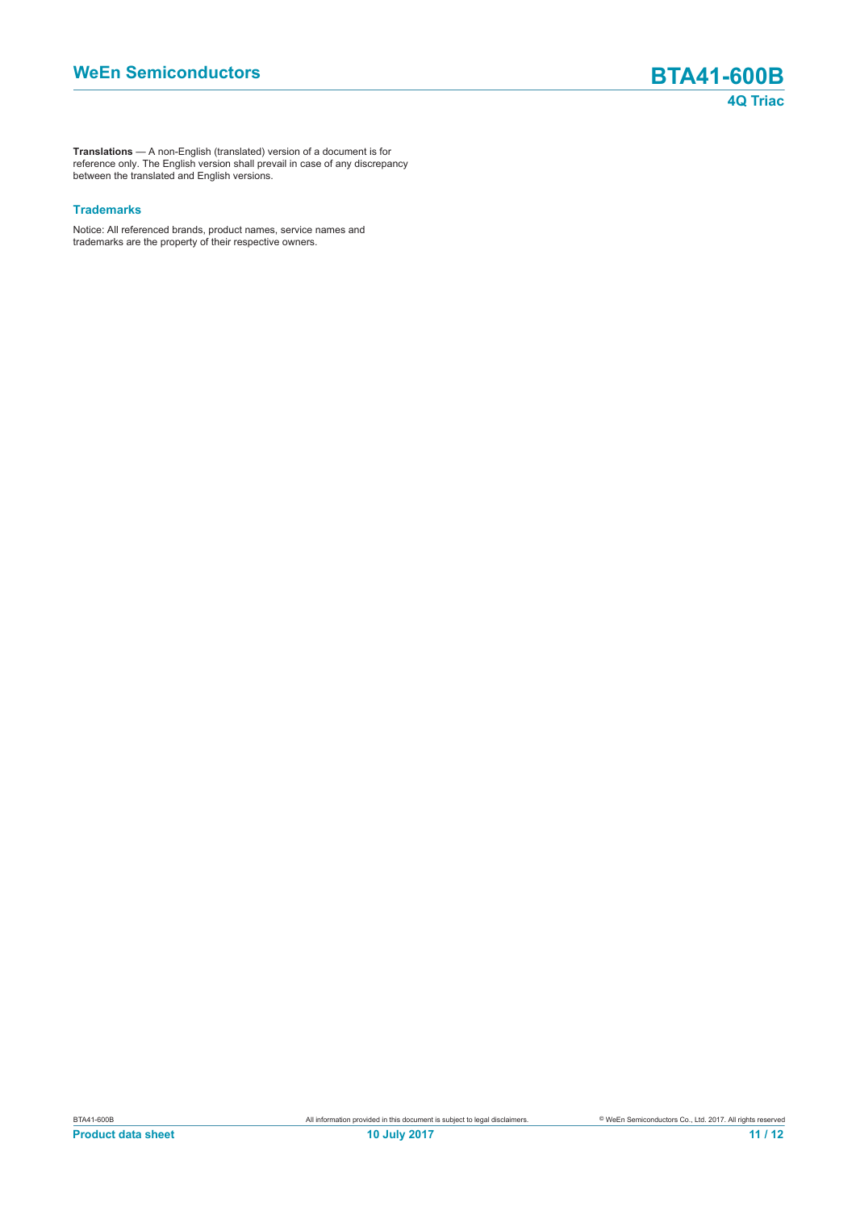**Translations** — A non-English (translated) version of a document is for reference only. The English version shall prevail in case of any discrepancy between the translated and English versions.

### Trademarks

Notice: All referenced brands, product names, service names and trademarks are the property of their respective owners.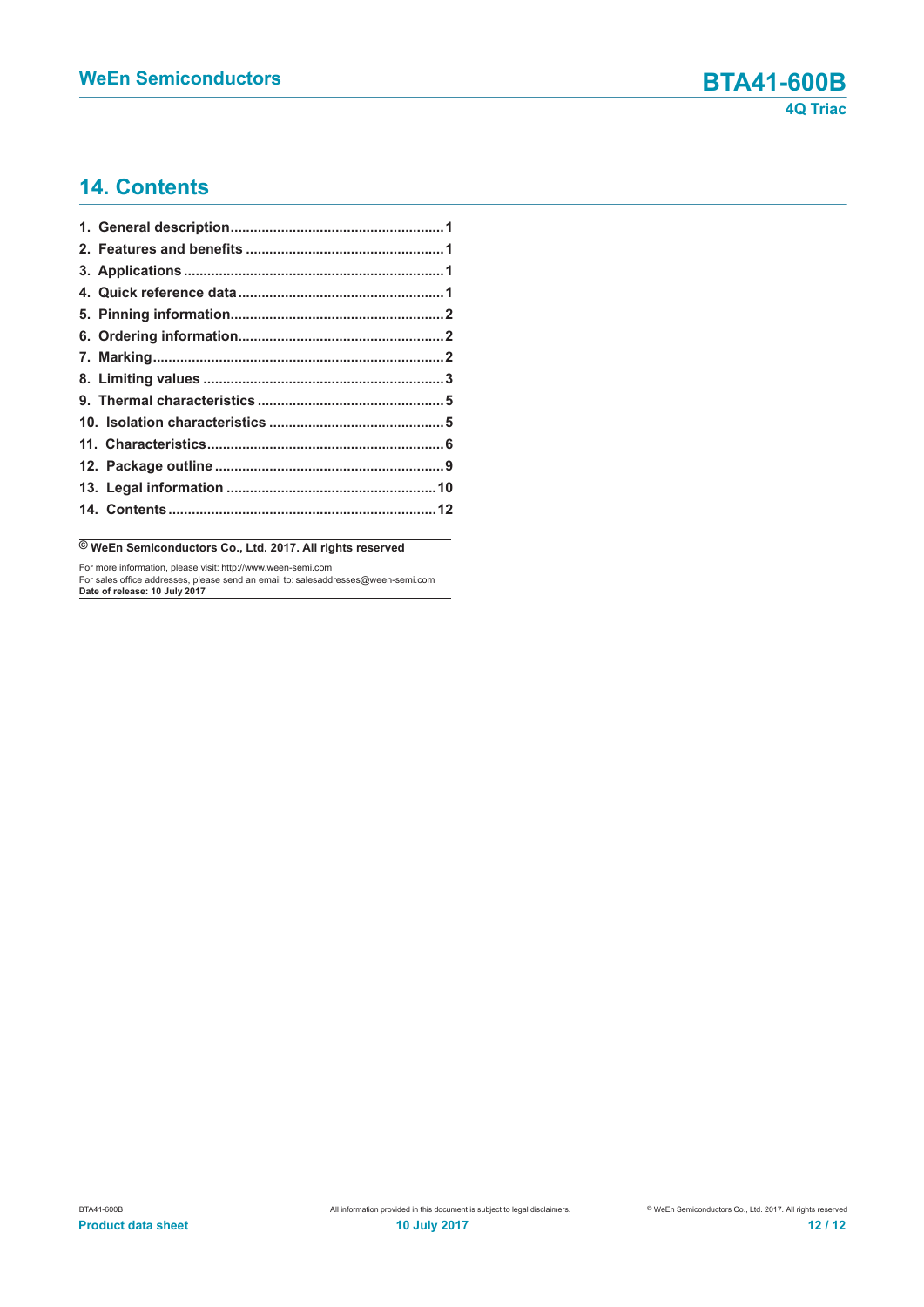## 14. Contents

1. General description ........................................................ 1
2. Features and benefits ..................................................... 1
3. Applications ....................................................................... 1
4. Quick reference data ....................................................... 1
5. Pinning information .......................................................... 2
6. Ordering information ........................................................ 2
7. Marking .............................................................................. 2
8. Limiting values ................................................................. 3
9. Thermal characteristics .................................................... 5
10. Isolation characteristics ................................................. 5
11. Characteristics ................................................................ 6
12. Package outline .............................................................. 9
13. Legal information .......................................................... 10
14. Contents ........................................................................ 12

**© WeEn Semiconductors Co., Ltd. 2017. All rights reserved**

For more information, please visit: http://www.ween-semi.com
For sales office addresses, please send an email to: salesaddresses@ween-semi.com
**Date of release: 10 July 2017**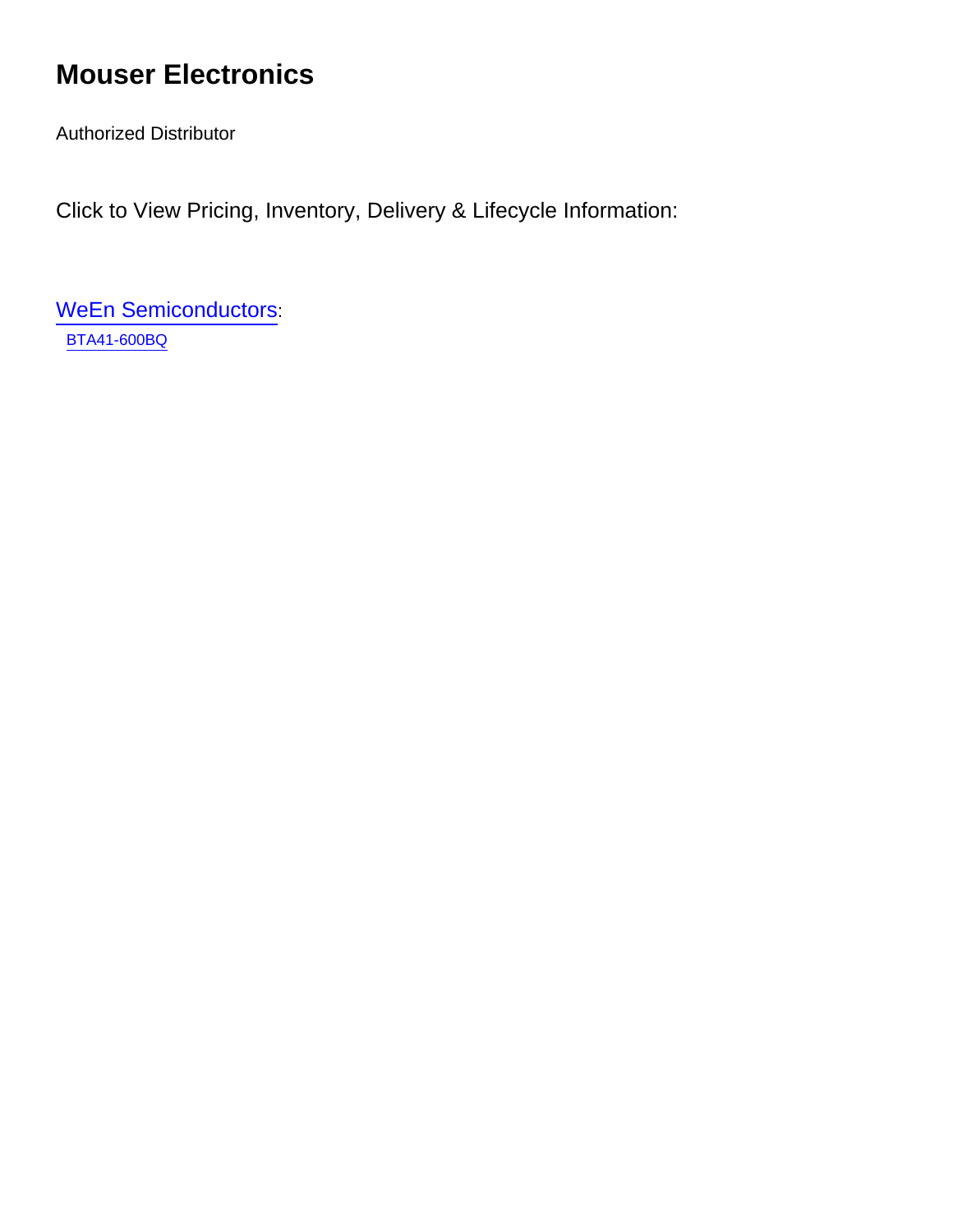# Mouser Electronics

Authorized Distributor

Click to View Pricing, Inventory, Delivery & Lifecycle Information:

WeEn Semiconductors:

BTA41-600BQ